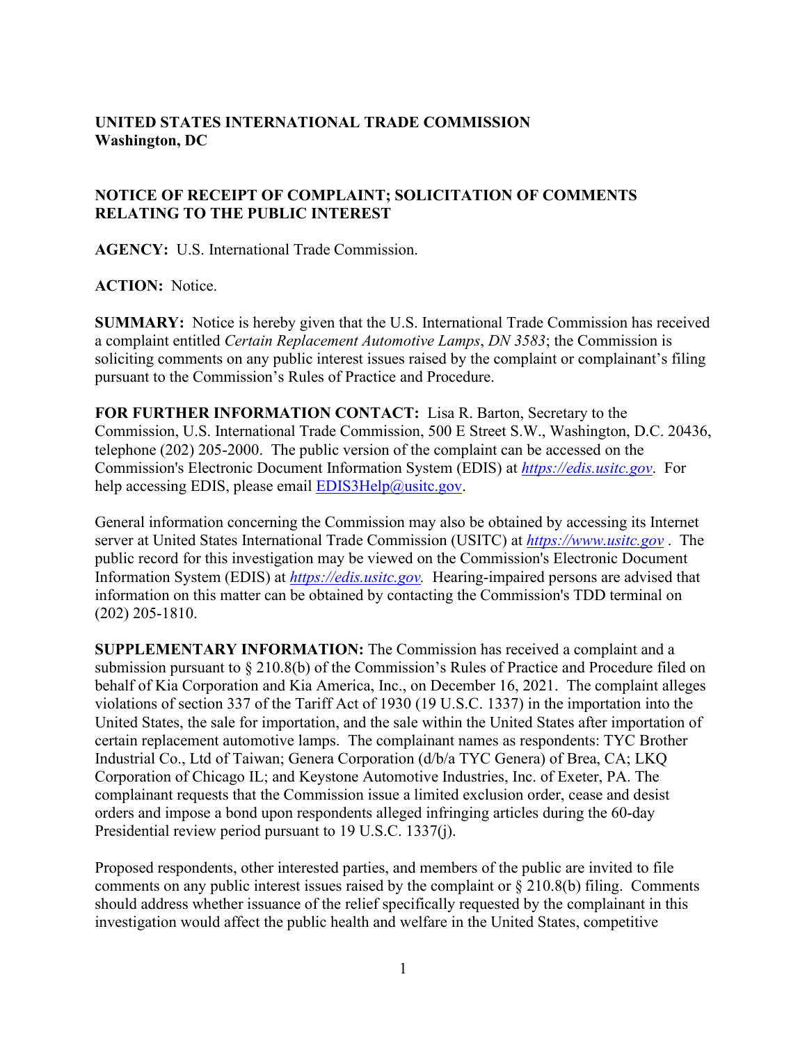**UNITED STATES INTERNATIONAL TRADE COMMISSION**
**Washington, DC**

**NOTICE OF RECEIPT OF COMPLAINT; SOLICITATION OF COMMENTS RELATING TO THE PUBLIC INTEREST**

**AGENCY:** U.S. International Trade Commission.

**ACTION:** Notice.

**SUMMARY:** Notice is hereby given that the U.S. International Trade Commission has received a complaint entitled *Certain Replacement Automotive Lamps*, *DN 3583*; the Commission is soliciting comments on any public interest issues raised by the complaint or complainant's filing pursuant to the Commission's Rules of Practice and Procedure.

**FOR FURTHER INFORMATION CONTACT:** Lisa R. Barton, Secretary to the Commission, U.S. International Trade Commission, 500 E Street S.W., Washington, D.C. 20436, telephone (202) 205-2000. The public version of the complaint can be accessed on the Commission's Electronic Document Information System (EDIS) at *https://edis.usitc.gov*. For help accessing EDIS, please email EDIS3Help@usitc.gov.

General information concerning the Commission may also be obtained by accessing its Internet server at United States International Trade Commission (USITC) at *https://www.usitc.gov* . The public record for this investigation may be viewed on the Commission's Electronic Document Information System (EDIS) at *https://edis.usitc.gov.* Hearing-impaired persons are advised that information on this matter can be obtained by contacting the Commission's TDD terminal on (202) 205-1810.

**SUPPLEMENTARY INFORMATION:** The Commission has received a complaint and a submission pursuant to § 210.8(b) of the Commission's Rules of Practice and Procedure filed on behalf of Kia Corporation and Kia America, Inc., on December 16, 2021. The complaint alleges violations of section 337 of the Tariff Act of 1930 (19 U.S.C. 1337) in the importation into the United States, the sale for importation, and the sale within the United States after importation of certain replacement automotive lamps. The complainant names as respondents: TYC Brother Industrial Co., Ltd of Taiwan; Genera Corporation (d/b/a TYC Genera) of Brea, CA; LKQ Corporation of Chicago IL; and Keystone Automotive Industries, Inc. of Exeter, PA. The complainant requests that the Commission issue a limited exclusion order, cease and desist orders and impose a bond upon respondents alleged infringing articles during the 60-day Presidential review period pursuant to 19 U.S.C. 1337(j).

Proposed respondents, other interested parties, and members of the public are invited to file comments on any public interest issues raised by the complaint or § 210.8(b) filing. Comments should address whether issuance of the relief specifically requested by the complainant in this investigation would affect the public health and welfare in the United States, competitive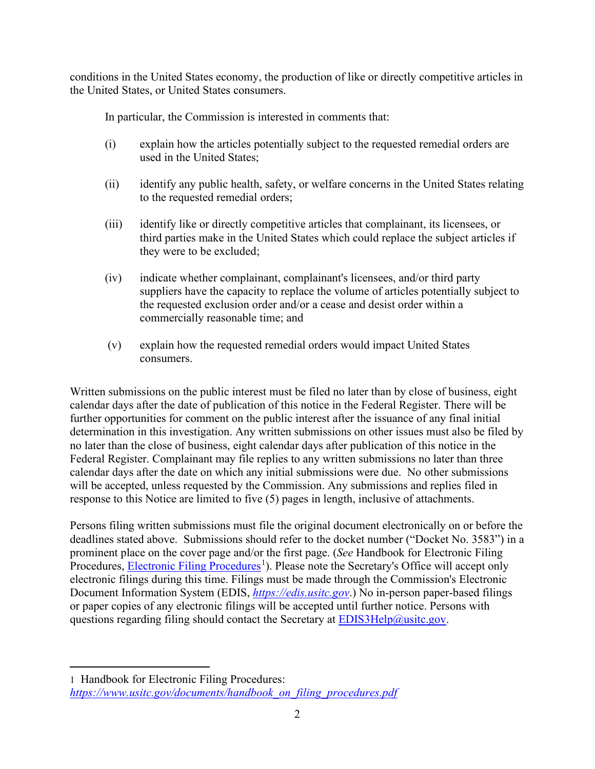conditions in the United States economy, the production of like or directly competitive articles in the United States, or United States consumers.

In particular, the Commission is interested in comments that:

(i) explain how the articles potentially subject to the requested remedial orders are used in the United States;

(ii) identify any public health, safety, or welfare concerns in the United States relating to the requested remedial orders;

(iii) identify like or directly competitive articles that complainant, its licensees, or third parties make in the United States which could replace the subject articles if they were to be excluded;

(iv) indicate whether complainant, complainant's licensees, and/or third party suppliers have the capacity to replace the volume of articles potentially subject to the requested exclusion order and/or a cease and desist order within a commercially reasonable time; and

(v) explain how the requested remedial orders would impact United States consumers.

Written submissions on the public interest must be filed no later than by close of business, eight calendar days after the date of publication of this notice in the Federal Register. There will be further opportunities for comment on the public interest after the issuance of any final initial determination in this investigation. Any written submissions on other issues must also be filed by no later than the close of business, eight calendar days after publication of this notice in the Federal Register. Complainant may file replies to any written submissions no later than three calendar days after the date on which any initial submissions were due. No other submissions will be accepted, unless requested by the Commission. Any submissions and replies filed in response to this Notice are limited to five (5) pages in length, inclusive of attachments.

Persons filing written submissions must file the original document electronically on or before the deadlines stated above. Submissions should refer to the docket number ("Docket No. 3583") in a prominent place on the cover page and/or the first page. (*See* Handbook for Electronic Filing Procedures, Electronic Filing Procedures[1]). Please note the Secretary's Office will accept only electronic filings during this time. Filings must be made through the Commission's Electronic Document Information System (EDIS, *https://edis.usitc.gov*.) No in-person paper-based filings or paper copies of any electronic filings will be accepted until further notice. Persons with questions regarding filing should contact the Secretary at EDIS3Help@usitc.gov.

---

1 Handbook for Electronic Filing Procedures: *https://www.usitc.gov/documents/handbook_on_filing_procedures.pdf*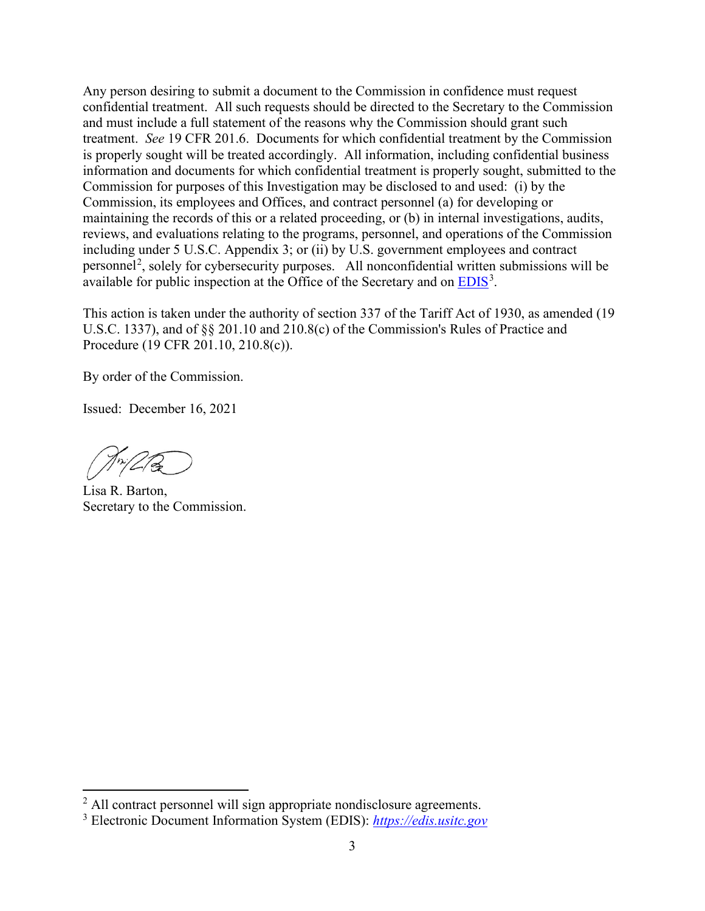Any person desiring to submit a document to the Commission in confidence must request confidential treatment. All such requests should be directed to the Secretary to the Commission and must include a full statement of the reasons why the Commission should grant such treatment. *See* 19 CFR 201.6. Documents for which confidential treatment by the Commission is properly sought will be treated accordingly. All information, including confidential business information and documents for which confidential treatment is properly sought, submitted to the Commission for purposes of this Investigation may be disclosed to and used: (i) by the Commission, its employees and Offices, and contract personnel (a) for developing or maintaining the records of this or a related proceeding, or (b) in internal investigations, audits, reviews, and evaluations relating to the programs, personnel, and operations of the Commission including under 5 U.S.C. Appendix 3; or (ii) by U.S. government employees and contract personnel[2], solely for cybersecurity purposes. All nonconfidential written submissions will be available for public inspection at the Office of the Secretary and on EDIS[3].

This action is taken under the authority of section 337 of the Tariff Act of 1930, as amended (19 U.S.C. 1337), and of §§ 201.10 and 210.8(c) of the Commission's Rules of Practice and Procedure (19 CFR 201.10, 210.8(c)).

By order of the Commission.

Issued: December 16, 2021

Lisa R. Barton,
Secretary to the Commission.

[2] All contract personnel will sign appropriate nondisclosure agreements.
[3] Electronic Document Information System (EDIS): *https://edis.usitc.gov*